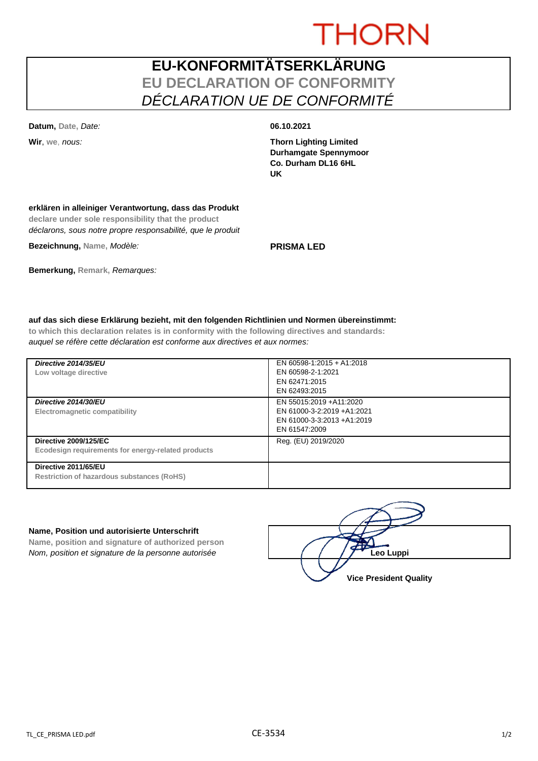THORN

# EU-KONFORMITÄTSERKLÄRUNG
## EU DECLARATION OF CONFORMITY
## *DÉCLARATION UE DE CONFORMITÉ*

**Datum,** Date, *Date:* **06.10.2021**

**Wir**, we, *nous:*

**Thorn Lighting Limited**
**Durhamgate Spennymoor**
**Co. Durham DL16 6HL**
**UK**

**erklären in alleiniger Verantwortung, dass das Produkt**
**declare under sole responsibility that the product**
*déclarons, sous notre propre responsabilité, que le produit*

**Bezeichnung,** Name, *Modèle:* **PRISMA LED**

**Bemerkung,** Remark, *Remarques:*

**auf das sich diese Erklärung bezieht, mit den folgenden Richtlinien und Normen übereinstimmt:**
**to which this declaration relates is in conformity with the following directives and standards:**
*auquel se réfère cette déclaration est conforme aux directives et aux normes:*

| Directive | Standards |
|---|---|
| ***Directive 2014/35/EU***<br>**Low voltage directive** | EN 60598-1:2015 + A1:2018<br>EN 60598-2-1:2021<br>EN 62471:2015<br>EN 62493:2015 |
| ***Directive 2014/30/EU***<br>**Electromagnetic compatibility** | EN 55015:2019 +A11:2020<br>EN 61000-3-2:2019 +A1:2021<br>EN 61000-3-3:2013 +A1:2019<br>EN 61547:2009 |
| **Directive 2009/125/EC**<br>**Ecodesign requirements for energy-related products** | Reg. (EU) 2019/2020 |
| **Directive 2011/65/EU**<br>**Restriction of hazardous substances (RoHS)** | |

**Name, Position und autorisierte Unterschrift**
**Name, position and signature of authorized person**
*Nom, position et signature de la personne autorisée*

**Leo Luppi**
**Vice President Quality**

TL_CE_PRISMA LED.pdf CE-3534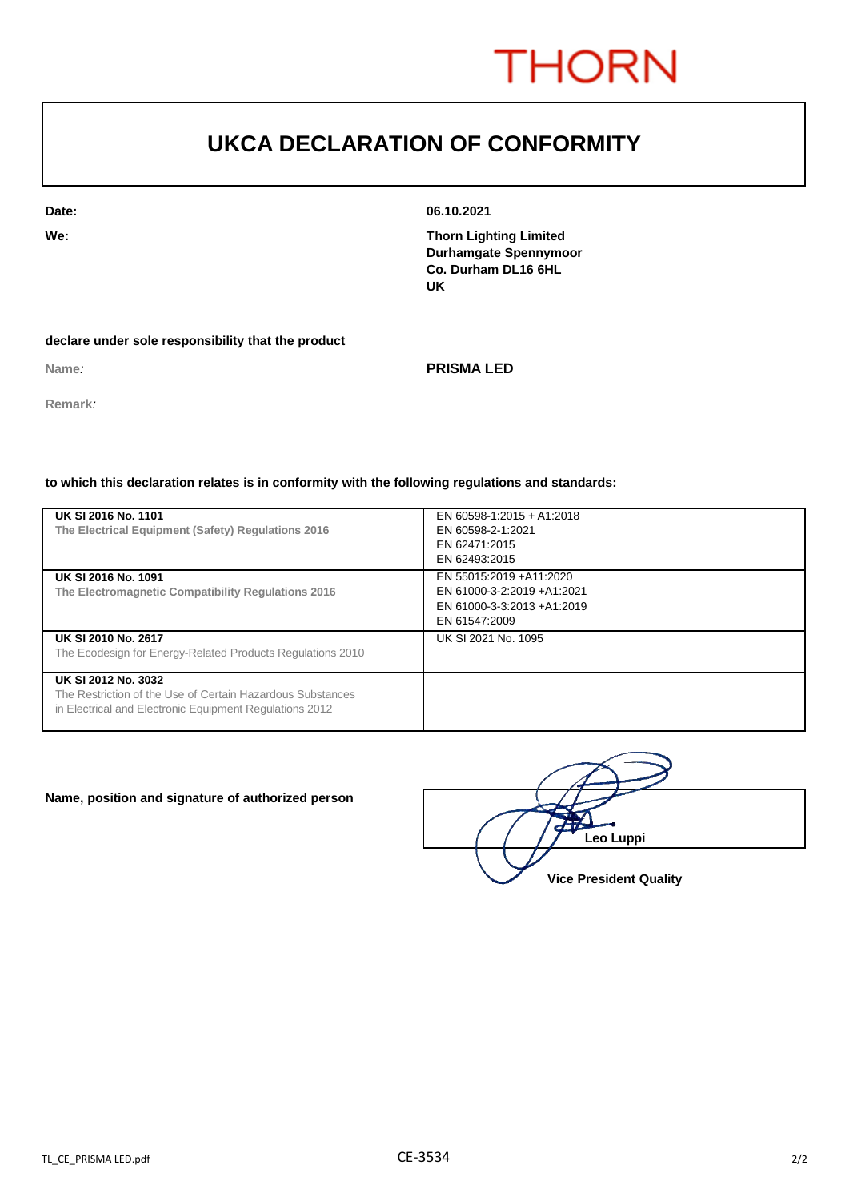THORN

# UKCA DECLARATION OF CONFORMITY

**Date:** **06.10.2021**

**We:** **Thorn Lighting Limited**
**Durhamgate Spennymoor**
**Co. Durham DL16 6HL**
**UK**

**declare under sole responsibility that the product**

Name*:* **PRISMA LED**

Remark*:*

**to which this declaration relates is in conformity with the following regulations and standards:**

| | |
|---|---|
| **UK SI 2016 No. 1101**<br>**The Electrical Equipment (Safety) Regulations 2016** | EN 60598-1:2015 + A1:2018<br>EN 60598-2-1:2021<br>EN 62471:2015<br>EN 62493:2015 |
| **UK SI 2016 No. 1091**<br>**The Electromagnetic Compatibility Regulations 2016** | EN 55015:2019 +A11:2020<br>EN 61000-3-2:2019 +A1:2021<br>EN 61000-3-3:2013 +A1:2019<br>EN 61547:2009 |
| **UK SI 2010 No. 2617**<br>The Ecodesign for Energy-Related Products Regulations 2010 | UK SI 2021 No. 1095 |
| **UK SI 2012 No. 3032**<br>The Restriction of the Use of Certain Hazardous Substances in Electrical and Electronic Equipment Regulations 2012 | |

**Name, position and signature of authorized person**

**Leo Luppi**

**Vice President Quality**

TL_CE_PRISMA LED.pdf

CE-3534